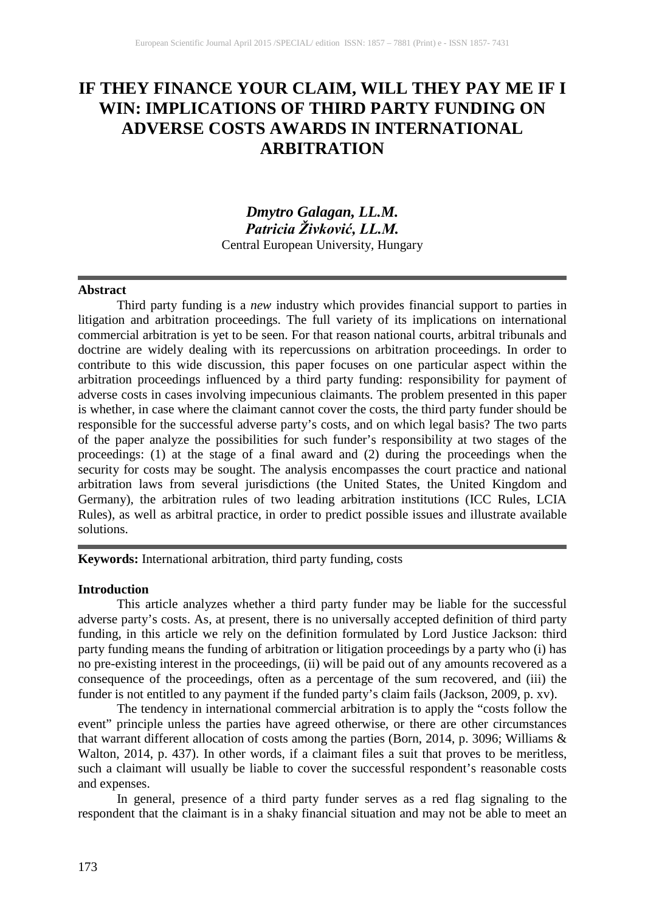# IF THEY FINANCE YOUR CLAIM, WILL THEY PAY ME IF I WIN: IMPLICATIONS OF THIRD PARTY FUNDING ON ADVERSE COSTS AWARDS IN INTERNATIONAL ARBITRATION

***Dmytro Galagan, LL.M.***
***Patricia Živković, LL.M.***
Central European University, Hungary

**Abstract**

Third party funding is a *new* industry which provides financial support to parties in litigation and arbitration proceedings. The full variety of its implications on international commercial arbitration is yet to be seen. For that reason national courts, arbitral tribunals and doctrine are widely dealing with its repercussions on arbitration proceedings. In order to contribute to this wide discussion, this paper focuses on one particular aspect within the arbitration proceedings influenced by a third party funding: responsibility for payment of adverse costs in cases involving impecunious claimants. The problem presented in this paper is whether, in case where the claimant cannot cover the costs, the third party funder should be responsible for the successful adverse party's costs, and on which legal basis? The two parts of the paper analyze the possibilities for such funder's responsibility at two stages of the proceedings: (1) at the stage of a final award and (2) during the proceedings when the security for costs may be sought. The analysis encompasses the court practice and national arbitration laws from several jurisdictions (the United States, the United Kingdom and Germany), the arbitration rules of two leading arbitration institutions (ICC Rules, LCIA Rules), as well as arbitral practice, in order to predict possible issues and illustrate available solutions.

**Keywords:** International arbitration, third party funding, costs

**Introduction**

This article analyzes whether a third party funder may be liable for the successful adverse party's costs. As, at present, there is no universally accepted definition of third party funding, in this article we rely on the definition formulated by Lord Justice Jackson: third party funding means the funding of arbitration or litigation proceedings by a party who (i) has no pre-existing interest in the proceedings, (ii) will be paid out of any amounts recovered as a consequence of the proceedings, often as a percentage of the sum recovered, and (iii) the funder is not entitled to any payment if the funded party's claim fails (Jackson, 2009, p. xv).

The tendency in international commercial arbitration is to apply the "costs follow the event" principle unless the parties have agreed otherwise, or there are other circumstances that warrant different allocation of costs among the parties (Born, 2014, p. 3096; Williams & Walton, 2014, p. 437). In other words, if a claimant files a suit that proves to be meritless, such a claimant will usually be liable to cover the successful respondent's reasonable costs and expenses.

In general, presence of a third party funder serves as a red flag signaling to the respondent that the claimant is in a shaky financial situation and may not be able to meet an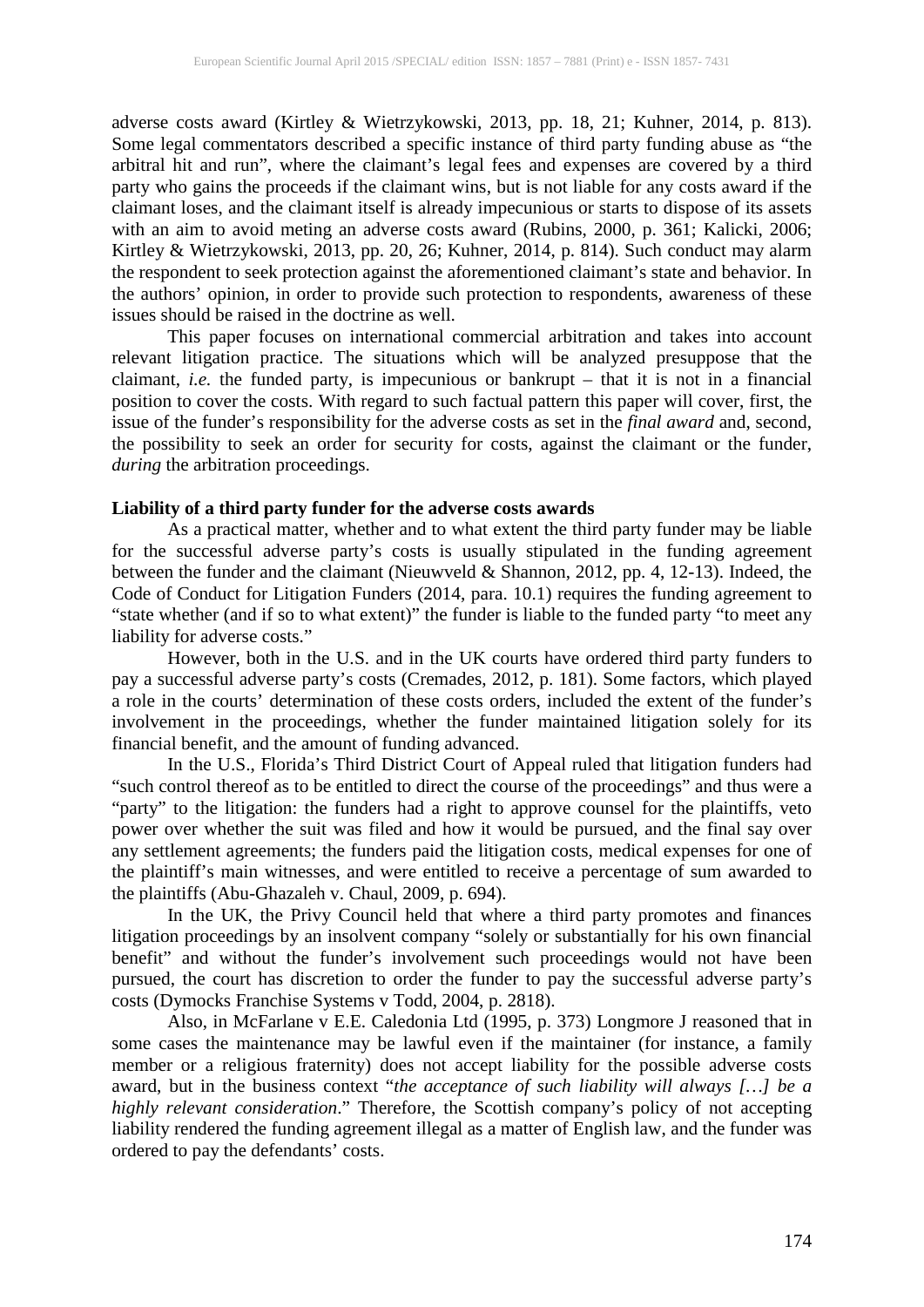adverse costs award (Kirtley & Wietrzykowski, 2013, pp. 18, 21; Kuhner, 2014, p. 813). Some legal commentators described a specific instance of third party funding abuse as "the arbitral hit and run", where the claimant's legal fees and expenses are covered by a third party who gains the proceeds if the claimant wins, but is not liable for any costs award if the claimant loses, and the claimant itself is already impecunious or starts to dispose of its assets with an aim to avoid meting an adverse costs award (Rubins, 2000, p. 361; Kalicki, 2006; Kirtley & Wietrzykowski, 2013, pp. 20, 26; Kuhner, 2014, p. 814). Such conduct may alarm the respondent to seek protection against the aforementioned claimant's state and behavior. In the authors' opinion, in order to provide such protection to respondents, awareness of these issues should be raised in the doctrine as well.

This paper focuses on international commercial arbitration and takes into account relevant litigation practice. The situations which will be analyzed presuppose that the claimant, *i.e.* the funded party, is impecunious or bankrupt – that it is not in a financial position to cover the costs. With regard to such factual pattern this paper will cover, first, the issue of the funder's responsibility for the adverse costs as set in the *final award* and, second, the possibility to seek an order for security for costs, against the claimant or the funder, *during* the arbitration proceedings.

**Liability of a third party funder for the adverse costs awards**

As a practical matter, whether and to what extent the third party funder may be liable for the successful adverse party's costs is usually stipulated in the funding agreement between the funder and the claimant (Nieuwveld & Shannon, 2012, pp. 4, 12-13). Indeed, the Code of Conduct for Litigation Funders (2014, para. 10.1) requires the funding agreement to "state whether (and if so to what extent)" the funder is liable to the funded party "to meet any liability for adverse costs."

However, both in the U.S. and in the UK courts have ordered third party funders to pay a successful adverse party's costs (Cremades, 2012, p. 181). Some factors, which played a role in the courts' determination of these costs orders, included the extent of the funder's involvement in the proceedings, whether the funder maintained litigation solely for its financial benefit, and the amount of funding advanced.

In the U.S., Florida's Third District Court of Appeal ruled that litigation funders had "such control thereof as to be entitled to direct the course of the proceedings" and thus were a "party" to the litigation: the funders had a right to approve counsel for the plaintiffs, veto power over whether the suit was filed and how it would be pursued, and the final say over any settlement agreements; the funders paid the litigation costs, medical expenses for one of the plaintiff's main witnesses, and were entitled to receive a percentage of sum awarded to the plaintiffs (Abu-Ghazaleh v. Chaul, 2009, p. 694).

In the UK, the Privy Council held that where a third party promotes and finances litigation proceedings by an insolvent company "solely or substantially for his own financial benefit" and without the funder's involvement such proceedings would not have been pursued, the court has discretion to order the funder to pay the successful adverse party's costs (Dymocks Franchise Systems v Todd, 2004, p. 2818).

Also, in McFarlane v E.E. Caledonia Ltd (1995, p. 373) Longmore J reasoned that in some cases the maintenance may be lawful even if the maintainer (for instance, a family member or a religious fraternity) does not accept liability for the possible adverse costs award, but in the business context "*the acceptance of such liability will always […] be a highly relevant consideration*." Therefore, the Scottish company's policy of not accepting liability rendered the funding agreement illegal as a matter of English law, and the funder was ordered to pay the defendants' costs.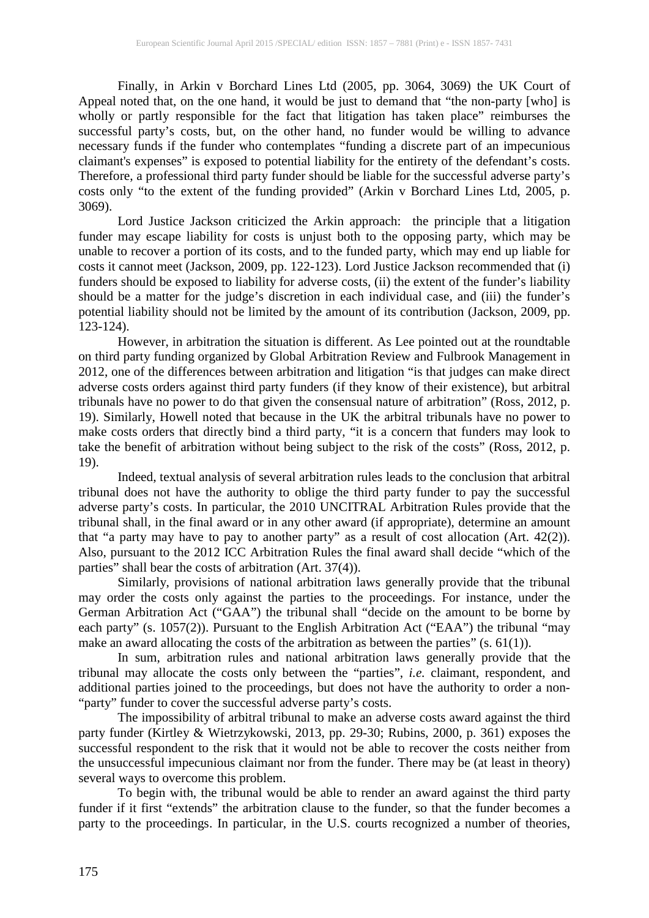Finally, in Arkin v Borchard Lines Ltd (2005, pp. 3064, 3069) the UK Court of Appeal noted that, on the one hand, it would be just to demand that "the non-party [who] is wholly or partly responsible for the fact that litigation has taken place" reimburses the successful party's costs, but, on the other hand, no funder would be willing to advance necessary funds if the funder who contemplates "funding a discrete part of an impecunious claimant's expenses" is exposed to potential liability for the entirety of the defendant's costs. Therefore, a professional third party funder should be liable for the successful adverse party's costs only "to the extent of the funding provided" (Arkin v Borchard Lines Ltd, 2005, p. 3069).

Lord Justice Jackson criticized the Arkin approach: the principle that a litigation funder may escape liability for costs is unjust both to the opposing party, which may be unable to recover a portion of its costs, and to the funded party, which may end up liable for costs it cannot meet (Jackson, 2009, pp. 122-123). Lord Justice Jackson recommended that (i) funders should be exposed to liability for adverse costs, (ii) the extent of the funder's liability should be a matter for the judge's discretion in each individual case, and (iii) the funder's potential liability should not be limited by the amount of its contribution (Jackson, 2009, pp. 123-124).

However, in arbitration the situation is different. As Lee pointed out at the roundtable on third party funding organized by Global Arbitration Review and Fulbrook Management in 2012, one of the differences between arbitration and litigation "is that judges can make direct adverse costs orders against third party funders (if they know of their existence), but arbitral tribunals have no power to do that given the consensual nature of arbitration" (Ross, 2012, p. 19). Similarly, Howell noted that because in the UK the arbitral tribunals have no power to make costs orders that directly bind a third party, "it is a concern that funders may look to take the benefit of arbitration without being subject to the risk of the costs" (Ross, 2012, p. 19).

Indeed, textual analysis of several arbitration rules leads to the conclusion that arbitral tribunal does not have the authority to oblige the third party funder to pay the successful adverse party's costs. In particular, the 2010 UNCITRAL Arbitration Rules provide that the tribunal shall, in the final award or in any other award (if appropriate), determine an amount that "a party may have to pay to another party" as a result of cost allocation (Art. 42(2)). Also, pursuant to the 2012 ICC Arbitration Rules the final award shall decide "which of the parties" shall bear the costs of arbitration (Art. 37(4)).

Similarly, provisions of national arbitration laws generally provide that the tribunal may order the costs only against the parties to the proceedings. For instance, under the German Arbitration Act ("GAA") the tribunal shall "decide on the amount to be borne by each party" (s. 1057(2)). Pursuant to the English Arbitration Act ("EAA") the tribunal "may make an award allocating the costs of the arbitration as between the parties" (s. 61(1)).

In sum, arbitration rules and national arbitration laws generally provide that the tribunal may allocate the costs only between the "parties", *i.e.* claimant, respondent, and additional parties joined to the proceedings, but does not have the authority to order a non-"party" funder to cover the successful adverse party's costs.

The impossibility of arbitral tribunal to make an adverse costs award against the third party funder (Kirtley & Wietrzykowski, 2013, pp. 29-30; Rubins, 2000, p. 361) exposes the successful respondent to the risk that it would not be able to recover the costs neither from the unsuccessful impecunious claimant nor from the funder. There may be (at least in theory) several ways to overcome this problem.

To begin with, the tribunal would be able to render an award against the third party funder if it first "extends" the arbitration clause to the funder, so that the funder becomes a party to the proceedings. In particular, in the U.S. courts recognized a number of theories,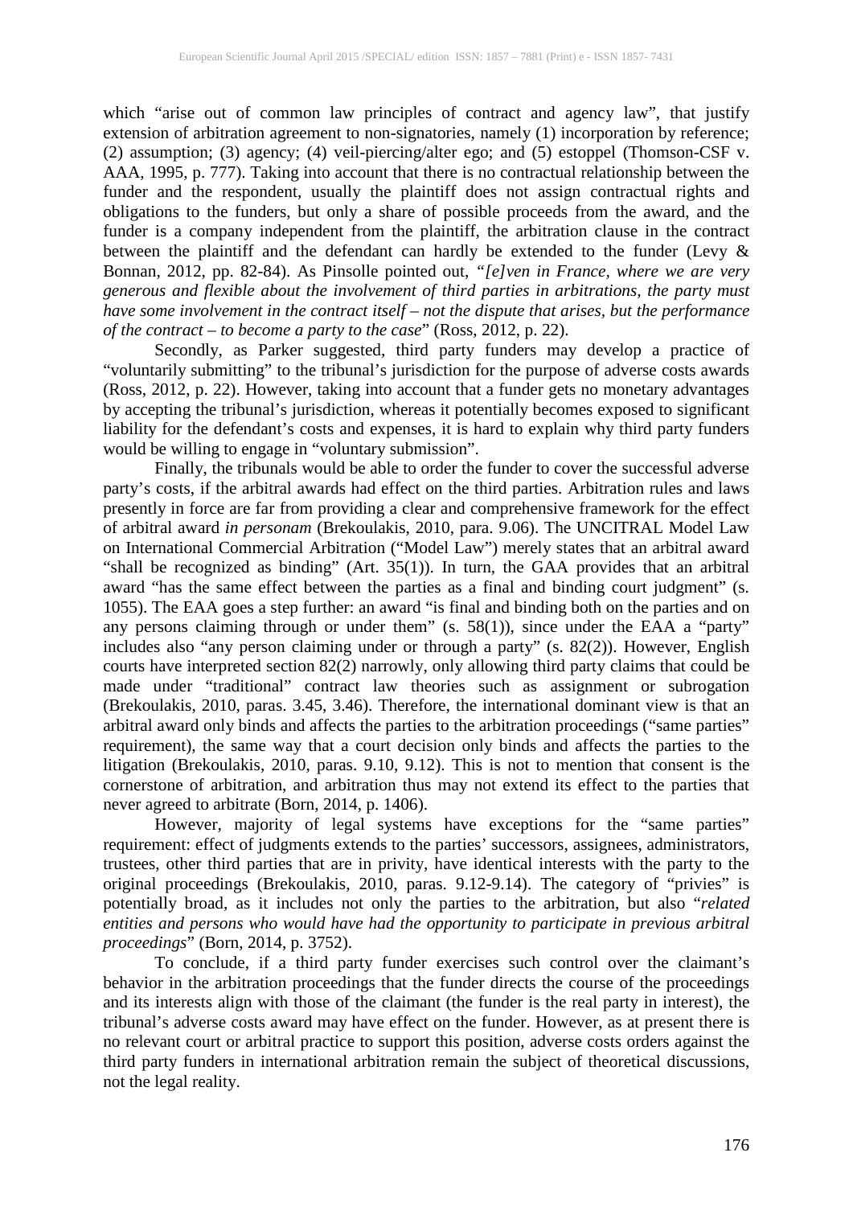which "arise out of common law principles of contract and agency law", that justify extension of arbitration agreement to non-signatories, namely (1) incorporation by reference; (2) assumption; (3) agency; (4) veil-piercing/alter ego; and (5) estoppel (Thomson-CSF v. AAA, 1995, p. 777). Taking into account that there is no contractual relationship between the funder and the respondent, usually the plaintiff does not assign contractual rights and obligations to the funders, but only a share of possible proceeds from the award, and the funder is a company independent from the plaintiff, the arbitration clause in the contract between the plaintiff and the defendant can hardly be extended to the funder (Levy & Bonnan, 2012, pp. 82-84). As Pinsolle pointed out, "*[e]ven in France, where we are very generous and flexible about the involvement of third parties in arbitrations, the party must have some involvement in the contract itself – not the dispute that arises, but the performance of the contract – to become a party to the case*" (Ross, 2012, p. 22).

Secondly, as Parker suggested, third party funders may develop a practice of "voluntarily submitting" to the tribunal's jurisdiction for the purpose of adverse costs awards (Ross, 2012, p. 22). However, taking into account that a funder gets no monetary advantages by accepting the tribunal's jurisdiction, whereas it potentially becomes exposed to significant liability for the defendant's costs and expenses, it is hard to explain why third party funders would be willing to engage in "voluntary submission".

Finally, the tribunals would be able to order the funder to cover the successful adverse party's costs, if the arbitral awards had effect on the third parties. Arbitration rules and laws presently in force are far from providing a clear and comprehensive framework for the effect of arbitral award *in personam* (Brekoulakis, 2010, para. 9.06). The UNCITRAL Model Law on International Commercial Arbitration ("Model Law") merely states that an arbitral award "shall be recognized as binding" (Art. 35(1)). In turn, the GAA provides that an arbitral award "has the same effect between the parties as a final and binding court judgment" (s. 1055). The EAA goes a step further: an award "is final and binding both on the parties and on any persons claiming through or under them" (s. 58(1)), since under the EAA a "party" includes also "any person claiming under or through a party" (s. 82(2)). However, English courts have interpreted section 82(2) narrowly, only allowing third party claims that could be made under "traditional" contract law theories such as assignment or subrogation (Brekoulakis, 2010, paras. 3.45, 3.46). Therefore, the international dominant view is that an arbitral award only binds and affects the parties to the arbitration proceedings ("same parties" requirement), the same way that a court decision only binds and affects the parties to the litigation (Brekoulakis, 2010, paras. 9.10, 9.12). This is not to mention that consent is the cornerstone of arbitration, and arbitration thus may not extend its effect to the parties that never agreed to arbitrate (Born, 2014, p. 1406).

However, majority of legal systems have exceptions for the "same parties" requirement: effect of judgments extends to the parties' successors, assignees, administrators, trustees, other third parties that are in privity, have identical interests with the party to the original proceedings (Brekoulakis, 2010, paras. 9.12-9.14). The category of "privies" is potentially broad, as it includes not only the parties to the arbitration, but also "*related entities and persons who would have had the opportunity to participate in previous arbitral proceedings*" (Born, 2014, p. 3752).

To conclude, if a third party funder exercises such control over the claimant's behavior in the arbitration proceedings that the funder directs the course of the proceedings and its interests align with those of the claimant (the funder is the real party in interest), the tribunal's adverse costs award may have effect on the funder. However, as at present there is no relevant court or arbitral practice to support this position, adverse costs orders against the third party funders in international arbitration remain the subject of theoretical discussions, not the legal reality.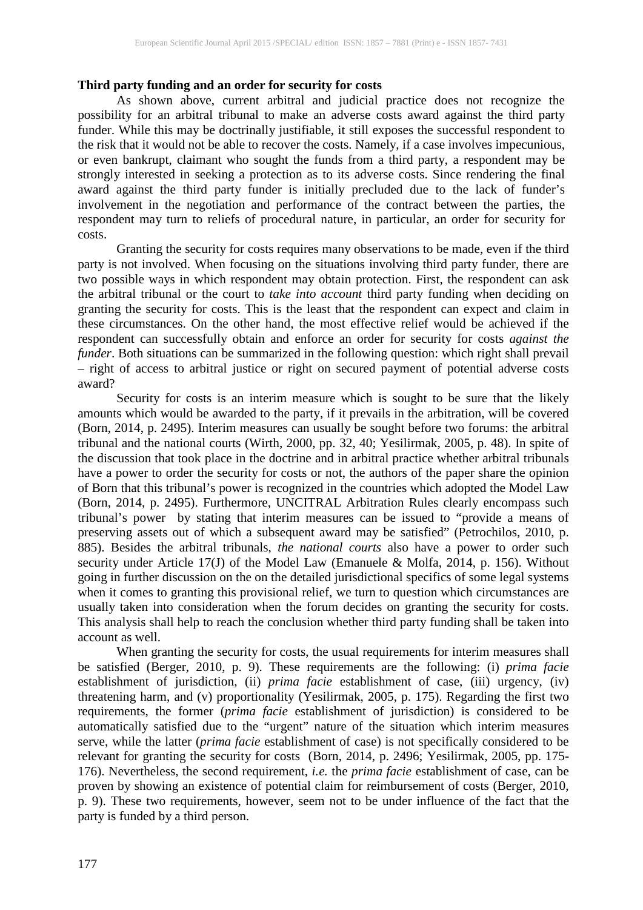**Third party funding and an order for security for costs**

As shown above, current arbitral and judicial practice does not recognize the possibility for an arbitral tribunal to make an adverse costs award against the third party funder. While this may be doctrinally justifiable, it still exposes the successful respondent to the risk that it would not be able to recover the costs. Namely, if a case involves impecunious, or even bankrupt, claimant who sought the funds from a third party, a respondent may be strongly interested in seeking a protection as to its adverse costs. Since rendering the final award against the third party funder is initially precluded due to the lack of funder's involvement in the negotiation and performance of the contract between the parties, the respondent may turn to reliefs of procedural nature, in particular, an order for security for costs.

Granting the security for costs requires many observations to be made, even if the third party is not involved. When focusing on the situations involving third party funder, there are two possible ways in which respondent may obtain protection. First, the respondent can ask the arbitral tribunal or the court to *take into account* third party funding when deciding on granting the security for costs. This is the least that the respondent can expect and claim in these circumstances. On the other hand, the most effective relief would be achieved if the respondent can successfully obtain and enforce an order for security for costs *against the funder*. Both situations can be summarized in the following question: which right shall prevail – right of access to arbitral justice or right on secured payment of potential adverse costs award?

Security for costs is an interim measure which is sought to be sure that the likely amounts which would be awarded to the party, if it prevails in the arbitration, will be covered (Born, 2014, p. 2495). Interim measures can usually be sought before two forums: the arbitral tribunal and the national courts (Wirth, 2000, pp. 32, 40; Yesilirmak, 2005, p. 48). In spite of the discussion that took place in the doctrine and in arbitral practice whether arbitral tribunals have a power to order the security for costs or not, the authors of the paper share the opinion of Born that this tribunal's power is recognized in the countries which adopted the Model Law (Born, 2014, p. 2495). Furthermore, UNCITRAL Arbitration Rules clearly encompass such tribunal's power by stating that interim measures can be issued to "provide a means of preserving assets out of which a subsequent award may be satisfied" (Petrochilos, 2010, p. 885). Besides the arbitral tribunals, *the national courts* also have a power to order such security under Article 17(J) of the Model Law (Emanuele & Molfa, 2014, p. 156). Without going in further discussion on the on the detailed jurisdictional specifics of some legal systems when it comes to granting this provisional relief, we turn to question which circumstances are usually taken into consideration when the forum decides on granting the security for costs. This analysis shall help to reach the conclusion whether third party funding shall be taken into account as well.

When granting the security for costs, the usual requirements for interim measures shall be satisfied (Berger, 2010, p. 9). These requirements are the following: (i) *prima facie* establishment of jurisdiction, (ii) *prima facie* establishment of case, (iii) urgency, (iv) threatening harm, and (v) proportionality (Yesilirmak, 2005, p. 175). Regarding the first two requirements, the former (*prima facie* establishment of jurisdiction) is considered to be automatically satisfied due to the "urgent" nature of the situation which interim measures serve, while the latter (*prima facie* establishment of case) is not specifically considered to be relevant for granting the security for costs (Born, 2014, p. 2496; Yesilirmak, 2005, pp. 175-176). Nevertheless, the second requirement, *i.e.* the *prima facie* establishment of case, can be proven by showing an existence of potential claim for reimbursement of costs (Berger, 2010, p. 9). These two requirements, however, seem not to be under influence of the fact that the party is funded by a third person.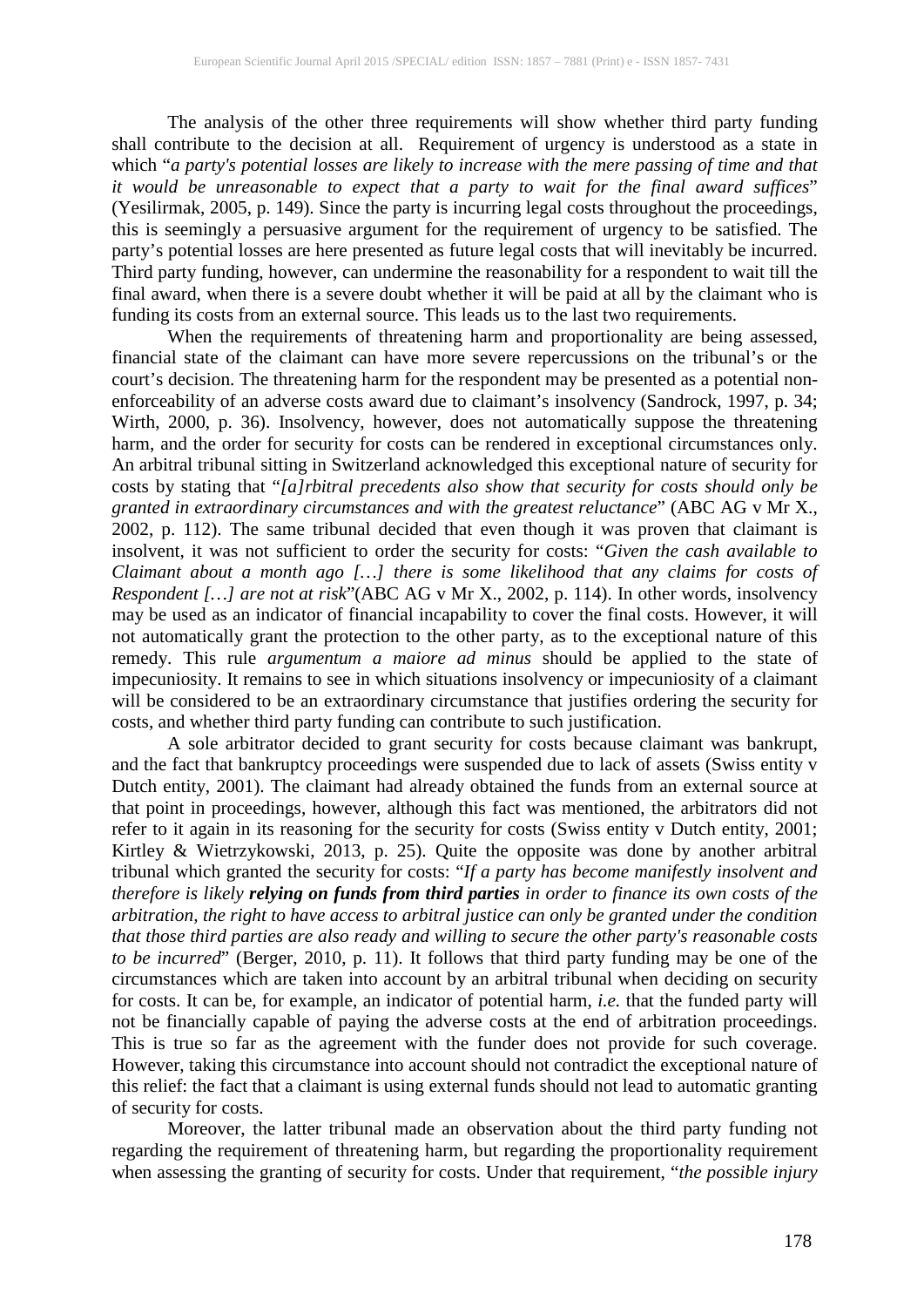The analysis of the other three requirements will show whether third party funding shall contribute to the decision at all. Requirement of urgency is understood as a state in which "*a party's potential losses are likely to increase with the mere passing of time and that it would be unreasonable to expect that a party to wait for the final award suffices*" (Yesilirmak, 2005, p. 149). Since the party is incurring legal costs throughout the proceedings, this is seemingly a persuasive argument for the requirement of urgency to be satisfied. The party's potential losses are here presented as future legal costs that will inevitably be incurred. Third party funding, however, can undermine the reasonability for a respondent to wait till the final award, when there is a severe doubt whether it will be paid at all by the claimant who is funding its costs from an external source. This leads us to the last two requirements.

When the requirements of threatening harm and proportionality are being assessed, financial state of the claimant can have more severe repercussions on the tribunal's or the court's decision. The threatening harm for the respondent may be presented as a potential non-enforceability of an adverse costs award due to claimant's insolvency (Sandrock, 1997, p. 34; Wirth, 2000, p. 36). Insolvency, however, does not automatically suppose the threatening harm, and the order for security for costs can be rendered in exceptional circumstances only. An arbitral tribunal sitting in Switzerland acknowledged this exceptional nature of security for costs by stating that "*[a]rbitral precedents also show that security for costs should only be granted in extraordinary circumstances and with the greatest reluctance*" (ABC AG v Mr X., 2002, p. 112). The same tribunal decided that even though it was proven that claimant is insolvent, it was not sufficient to order the security for costs: "*Given the cash available to Claimant about a month ago […] there is some likelihood that any claims for costs of Respondent […] are not at risk*"(ABC AG v Mr X., 2002, p. 114). In other words, insolvency may be used as an indicator of financial incapability to cover the final costs. However, it will not automatically grant the protection to the other party, as to the exceptional nature of this remedy. This rule *argumentum a maiore ad minus* should be applied to the state of impecuniosity. It remains to see in which situations insolvency or impecuniosity of a claimant will be considered to be an extraordinary circumstance that justifies ordering the security for costs, and whether third party funding can contribute to such justification.

A sole arbitrator decided to grant security for costs because claimant was bankrupt, and the fact that bankruptcy proceedings were suspended due to lack of assets (Swiss entity v Dutch entity, 2001). The claimant had already obtained the funds from an external source at that point in proceedings, however, although this fact was mentioned, the arbitrators did not refer to it again in its reasoning for the security for costs (Swiss entity v Dutch entity, 2001; Kirtley & Wietrzykowski, 2013, p. 25). Quite the opposite was done by another arbitral tribunal which granted the security for costs: "*If a party has become manifestly insolvent and therefore is likely* ***relying on funds from third parties*** *in order to finance its own costs of the arbitration, the right to have access to arbitral justice can only be granted under the condition that those third parties are also ready and willing to secure the other party's reasonable costs to be incurred*" (Berger, 2010, p. 11). It follows that third party funding may be one of the circumstances which are taken into account by an arbitral tribunal when deciding on security for costs. It can be, for example, an indicator of potential harm, *i.e.* that the funded party will not be financially capable of paying the adverse costs at the end of arbitration proceedings. This is true so far as the agreement with the funder does not provide for such coverage. However, taking this circumstance into account should not contradict the exceptional nature of this relief: the fact that a claimant is using external funds should not lead to automatic granting of security for costs.

Moreover, the latter tribunal made an observation about the third party funding not regarding the requirement of threatening harm, but regarding the proportionality requirement when assessing the granting of security for costs. Under that requirement, "*the possible injury*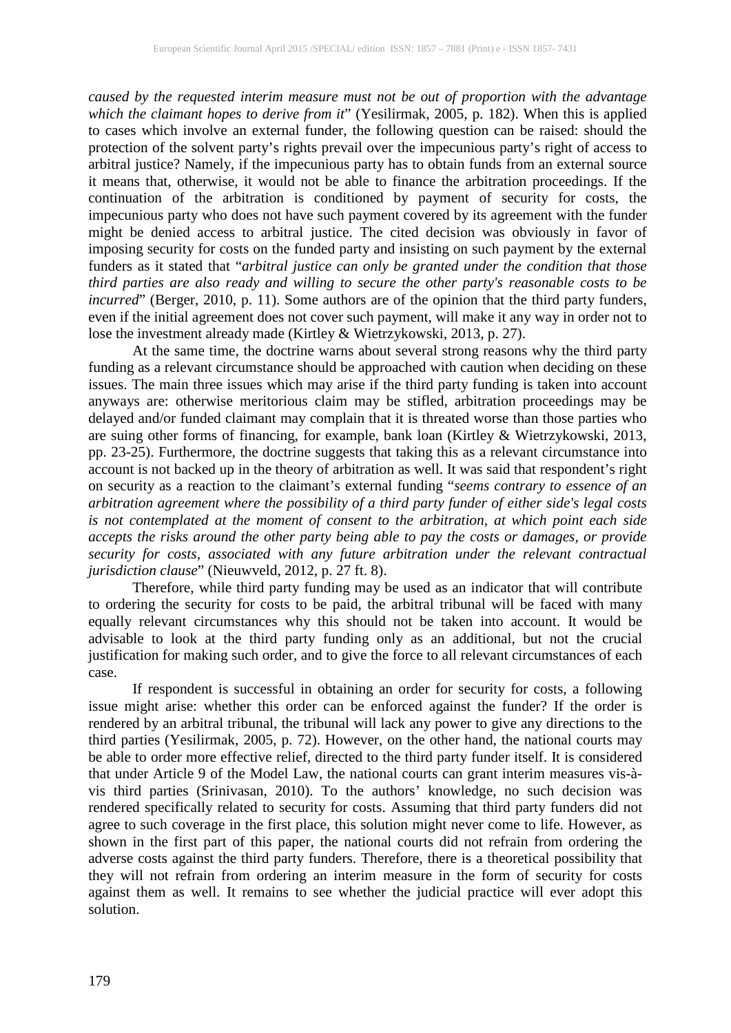*caused by the requested interim measure must not be out of proportion with the advantage which the claimant hopes to derive from it*" (Yesilirmak, 2005, p. 182). When this is applied to cases which involve an external funder, the following question can be raised: should the protection of the solvent party's rights prevail over the impecunious party's right of access to arbitral justice? Namely, if the impecunious party has to obtain funds from an external source it means that, otherwise, it would not be able to finance the arbitration proceedings. If the continuation of the arbitration is conditioned by payment of security for costs, the impecunious party who does not have such payment covered by its agreement with the funder might be denied access to arbitral justice. The cited decision was obviously in favor of imposing security for costs on the funded party and insisting on such payment by the external funders as it stated that "*arbitral justice can only be granted under the condition that those third parties are also ready and willing to secure the other party's reasonable costs to be incurred*" (Berger, 2010, p. 11). Some authors are of the opinion that the third party funders, even if the initial agreement does not cover such payment, will make it any way in order not to lose the investment already made (Kirtley & Wietrzykowski, 2013, p. 27).

At the same time, the doctrine warns about several strong reasons why the third party funding as a relevant circumstance should be approached with caution when deciding on these issues. The main three issues which may arise if the third party funding is taken into account anyways are: otherwise meritorious claim may be stifled, arbitration proceedings may be delayed and/or funded claimant may complain that it is threated worse than those parties who are suing other forms of financing, for example, bank loan (Kirtley & Wietrzykowski, 2013, pp. 23-25). Furthermore, the doctrine suggests that taking this as a relevant circumstance into account is not backed up in the theory of arbitration as well. It was said that respondent's right on security as a reaction to the claimant's external funding "*seems contrary to essence of an arbitration agreement where the possibility of a third party funder of either side's legal costs is not contemplated at the moment of consent to the arbitration, at which point each side accepts the risks around the other party being able to pay the costs or damages, or provide security for costs, associated with any future arbitration under the relevant contractual jurisdiction clause*" (Nieuwveld, 2012, p. 27 ft. 8).

Therefore, while third party funding may be used as an indicator that will contribute to ordering the security for costs to be paid, the arbitral tribunal will be faced with many equally relevant circumstances why this should not be taken into account. It would be advisable to look at the third party funding only as an additional, but not the crucial justification for making such order, and to give the force to all relevant circumstances of each case.

If respondent is successful in obtaining an order for security for costs, a following issue might arise: whether this order can be enforced against the funder? If the order is rendered by an arbitral tribunal, the tribunal will lack any power to give any directions to the third parties (Yesilirmak, 2005, p. 72). However, on the other hand, the national courts may be able to order more effective relief, directed to the third party funder itself. It is considered that under Article 9 of the Model Law, the national courts can grant interim measures vis-à-vis third parties (Srinivasan, 2010). To the authors' knowledge, no such decision was rendered specifically related to security for costs. Assuming that third party funders did not agree to such coverage in the first place, this solution might never come to life. However, as shown in the first part of this paper, the national courts did not refrain from ordering the adverse costs against the third party funders. Therefore, there is a theoretical possibility that they will not refrain from ordering an interim measure in the form of security for costs against them as well. It remains to see whether the judicial practice will ever adopt this solution.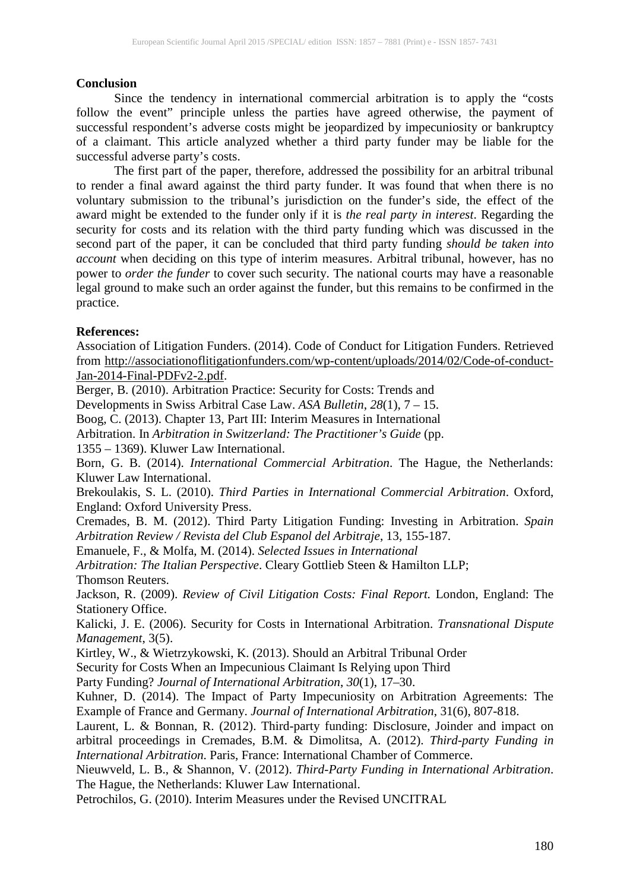**Conclusion**

Since the tendency in international commercial arbitration is to apply the "costs follow the event" principle unless the parties have agreed otherwise, the payment of successful respondent's adverse costs might be jeopardized by impecuniosity or bankruptcy of a claimant. This article analyzed whether a third party funder may be liable for the successful adverse party's costs.

The first part of the paper, therefore, addressed the possibility for an arbitral tribunal to render a final award against the third party funder. It was found that when there is no voluntary submission to the tribunal's jurisdiction on the funder's side, the effect of the award might be extended to the funder only if it is *the real party in interest*. Regarding the security for costs and its relation with the third party funding which was discussed in the second part of the paper, it can be concluded that third party funding *should be taken into account* when deciding on this type of interim measures. Arbitral tribunal, however, has no power to *order the funder* to cover such security. The national courts may have a reasonable legal ground to make such an order against the funder, but this remains to be confirmed in the practice.

**References:**

Association of Litigation Funders. (2014). Code of Conduct for Litigation Funders. Retrieved from http://associationoflitigationfunders.com/wp-content/uploads/2014/02/Code-of-conduct-Jan-2014-Final-PDFv2-2.pdf.

Berger, B. (2010). Arbitration Practice: Security for Costs: Trends and Developments in Swiss Arbitral Case Law. *ASA Bulletin*, *28*(1), 7 – 15.

Boog, C. (2013). Chapter 13, Part III: Interim Measures in International Arbitration. In *Arbitration in Switzerland: The Practitioner's Guide* (pp. 1355 – 1369). Kluwer Law International.

Born, G. B. (2014). *International Commercial Arbitration*. The Hague, the Netherlands: Kluwer Law International.

Brekoulakis, S. L. (2010). *Third Parties in International Commercial Arbitration*. Oxford, England: Oxford University Press.

Cremades, B. M. (2012). Third Party Litigation Funding: Investing in Arbitration. *Spain Arbitration Review / Revista del Club Espanol del Arbitraje*, 13, 155-187.

Emanuele, F., & Molfa, M. (2014). *Selected Issues in International Arbitration: The Italian Perspective*. Cleary Gottlieb Steen & Hamilton LLP; Thomson Reuters.

Jackson, R. (2009). *Review of Civil Litigation Costs: Final Report.* London, England: The Stationery Office.

Kalicki, J. E. (2006). Security for Costs in International Arbitration. *Transnational Dispute Management*, 3(5).

Kirtley, W., & Wietrzykowski, K. (2013). Should an Arbitral Tribunal Order Security for Costs When an Impecunious Claimant Is Relying upon Third Party Funding? *Journal of International Arbitration*, *30*(1), 17–30.

Kuhner, D. (2014). The Impact of Party Impecuniosity on Arbitration Agreements: The Example of France and Germany. *Journal of International Arbitration*, 31(6), 807-818.

Laurent, L. & Bonnan, R. (2012). Third-party funding: Disclosure, Joinder and impact on arbitral proceedings in Cremades, B.M. & Dimolitsa, A. (2012). *Third-party Funding in International Arbitration*. Paris, France: International Chamber of Commerce.

Nieuwveld, L. B., & Shannon, V. (2012). *Third-Party Funding in International Arbitration*. The Hague, the Netherlands: Kluwer Law International.

Petrochilos, G. (2010). Interim Measures under the Revised UNCITRAL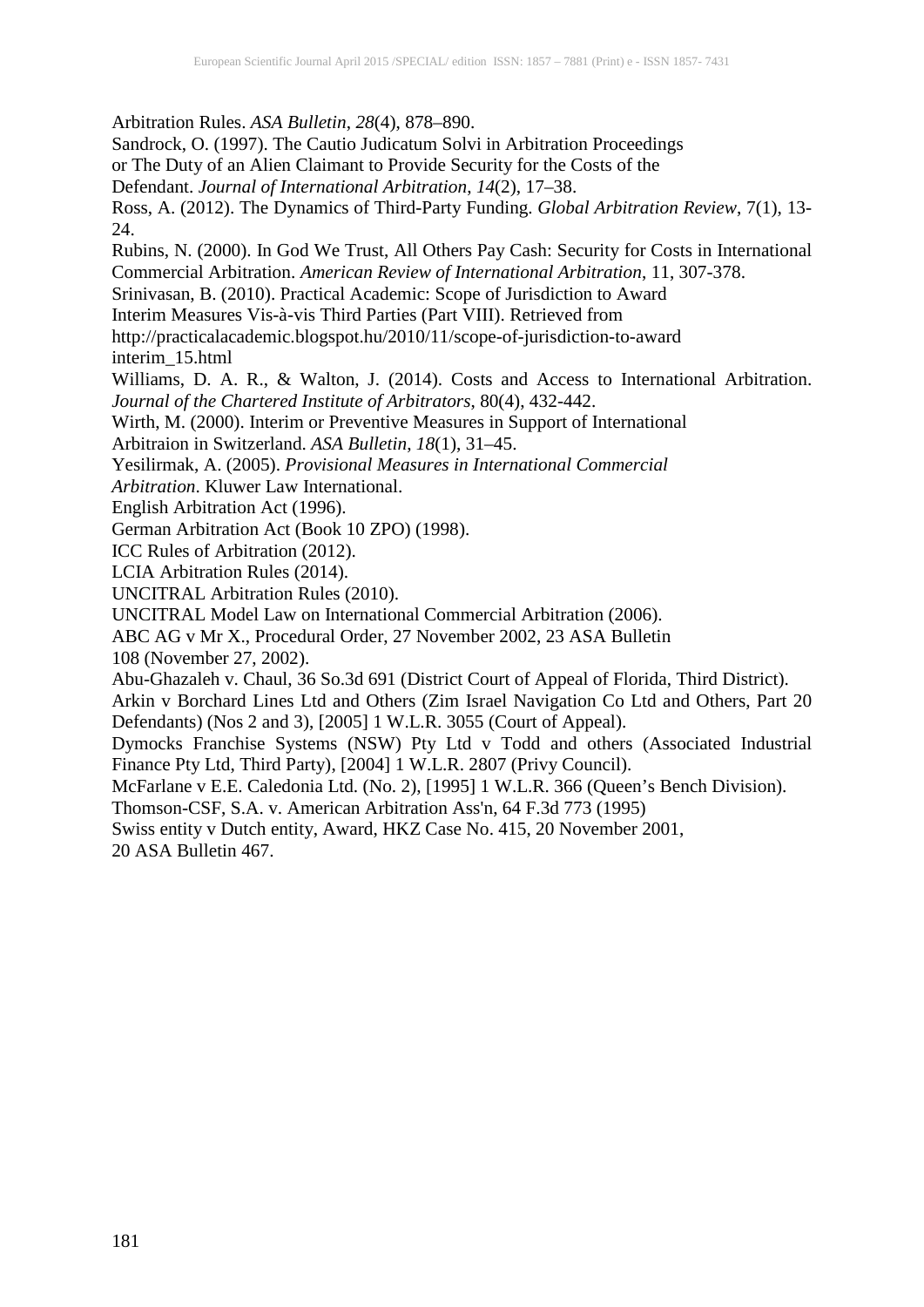Arbitration Rules. *ASA Bulletin*, *28*(4), 878–890.

Sandrock, O. (1997). The Cautio Judicatum Solvi in Arbitration Proceedings or The Duty of an Alien Claimant to Provide Security for the Costs of the Defendant. *Journal of International Arbitration*, *14*(2), 17–38.

Ross, A. (2012). The Dynamics of Third-Party Funding. *Global Arbitration Review*, 7(1), 13-24.

Rubins, N. (2000). In God We Trust, All Others Pay Cash: Security for Costs in International Commercial Arbitration. *American Review of International Arbitration*, 11, 307-378.

Srinivasan, B. (2010). Practical Academic: Scope of Jurisdiction to Award Interim Measures Vis-à-vis Third Parties (Part VIII). Retrieved from http://practicalacademic.blogspot.hu/2010/11/scope-of-jurisdiction-to-award interim_15.html

Williams, D. A. R., & Walton, J. (2014). Costs and Access to International Arbitration. *Journal of the Chartered Institute of Arbitrators*, 80(4), 432-442.

Wirth, M. (2000). Interim or Preventive Measures in Support of International Arbitraion in Switzerland. *ASA Bulletin*, *18*(1), 31–45.

Yesilirmak, A. (2005). *Provisional Measures in International Commercial Arbitration*. Kluwer Law International.

English Arbitration Act (1996).

German Arbitration Act (Book 10 ZPO) (1998).

ICC Rules of Arbitration (2012).

LCIA Arbitration Rules (2014).

UNCITRAL Arbitration Rules (2010).

UNCITRAL Model Law on International Commercial Arbitration (2006).

ABC AG v Mr X., Procedural Order, 27 November 2002, 23 ASA Bulletin 108 (November 27, 2002).

Abu-Ghazaleh v. Chaul, 36 So.3d 691 (District Court of Appeal of Florida, Third District).

Arkin v Borchard Lines Ltd and Others (Zim Israel Navigation Co Ltd and Others, Part 20 Defendants) (Nos 2 and 3), [2005] 1 W.L.R. 3055 (Court of Appeal).

Dymocks Franchise Systems (NSW) Pty Ltd v Todd and others (Associated Industrial Finance Pty Ltd, Third Party), [2004] 1 W.L.R. 2807 (Privy Council).

McFarlane v E.E. Caledonia Ltd. (No. 2), [1995] 1 W.L.R. 366 (Queen's Bench Division).

Thomson-CSF, S.A. v. American Arbitration Ass'n, 64 F.3d 773 (1995)

Swiss entity v Dutch entity, Award, HKZ Case No. 415, 20 November 2001, 20 ASA Bulletin 467.